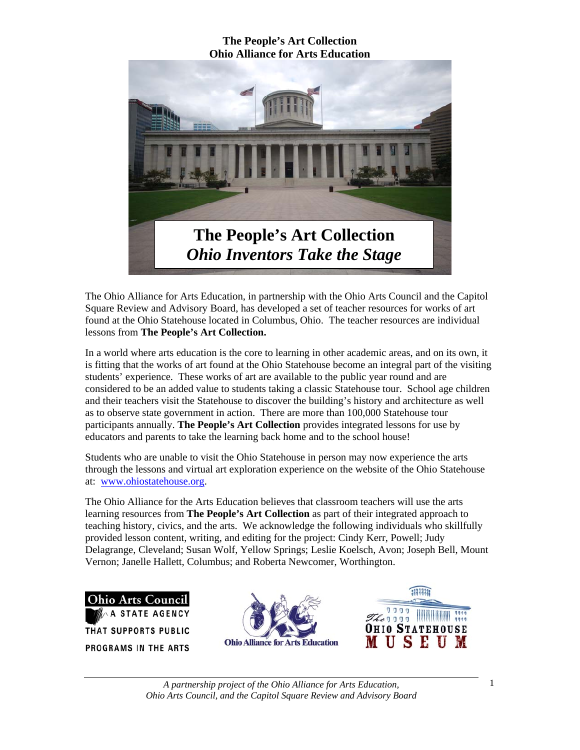**The People's Art Collection**
**Ohio Alliance for Arts Education**

# The People's Art Collection
## *Ohio Inventors Take the Stage*

The Ohio Alliance for Arts Education, in partnership with the Ohio Arts Council and the Capitol Square Review and Advisory Board, has developed a set of teacher resources for works of art found at the Ohio Statehouse located in Columbus, Ohio. The teacher resources are individual lessons from **The People's Art Collection.**

In a world where arts education is the core to learning in other academic areas, and on its own, it is fitting that the works of art found at the Ohio Statehouse become an integral part of the visiting students' experience. These works of art are available to the public year round and are considered to be an added value to students taking a classic Statehouse tour. School age children and their teachers visit the Statehouse to discover the building's history and architecture as well as to observe state government in action. There are more than 100,000 Statehouse tour participants annually. **The People's Art Collection** provides integrated lessons for use by educators and parents to take the learning back home and to the school house!

Students who are unable to visit the Ohio Statehouse in person may now experience the arts through the lessons and virtual art exploration experience on the website of the Ohio Statehouse at: www.ohiostatehouse.org.

The Ohio Alliance for the Arts Education believes that classroom teachers will use the arts learning resources from **The People's Art Collection** as part of their integrated approach to teaching history, civics, and the arts. We acknowledge the following individuals who skillfully provided lesson content, writing, and editing for the project: Cindy Kerr, Powell; Judy Delagrange, Cleveland; Susan Wolf, Yellow Springs; Leslie Koelsch, Avon; Joseph Bell, Mount Vernon; Janelle Hallett, Columbus; and Roberta Newcomer, Worthington.

Ohio Arts Council — A State Agency That Supports Public Programs in the Arts

Ohio Alliance for Arts Education

The Ohio Statehouse Museum

*A partnership project of the Ohio Alliance for Arts Education, Ohio Arts Council, and the Capitol Square Review and Advisory Board*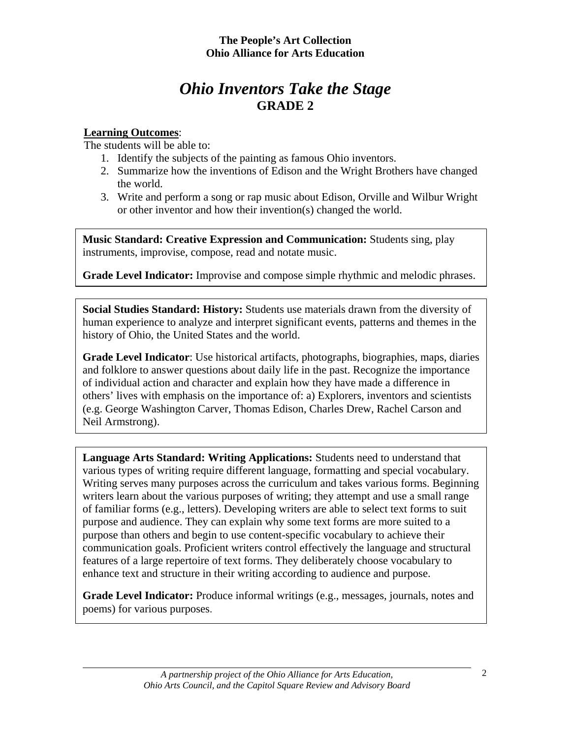**The People's Art Collection**
**Ohio Alliance for Arts Education**

# *Ohio Inventors Take the Stage*
## GRADE 2

**Learning Outcomes**:
The students will be able to:

1. Identify the subjects of the painting as famous Ohio inventors.
2. Summarize how the inventions of Edison and the Wright Brothers have changed the world.
3. Write and perform a song or rap music about Edison, Orville and Wilbur Wright or other inventor and how their invention(s) changed the world.

**Music Standard: Creative Expression and Communication:** Students sing, play instruments, improvise, compose, read and notate music.

**Grade Level Indicator:** Improvise and compose simple rhythmic and melodic phrases.

**Social Studies Standard: History:** Students use materials drawn from the diversity of human experience to analyze and interpret significant events, patterns and themes in the history of Ohio, the United States and the world.

**Grade Level Indicator**: Use historical artifacts, photographs, biographies, maps, diaries and folklore to answer questions about daily life in the past. Recognize the importance of individual action and character and explain how they have made a difference in others' lives with emphasis on the importance of: a) Explorers, inventors and scientists (e.g. George Washington Carver, Thomas Edison, Charles Drew, Rachel Carson and Neil Armstrong).

**Language Arts Standard: Writing Applications:** Students need to understand that various types of writing require different language, formatting and special vocabulary. Writing serves many purposes across the curriculum and takes various forms. Beginning writers learn about the various purposes of writing; they attempt and use a small range of familiar forms (e.g., letters). Developing writers are able to select text forms to suit purpose and audience. They can explain why some text forms are more suited to a purpose than others and begin to use content-specific vocabulary to achieve their communication goals. Proficient writers control effectively the language and structural features of a large repertoire of text forms. They deliberately choose vocabulary to enhance text and structure in their writing according to audience and purpose.

**Grade Level Indicator:** Produce informal writings (e.g., messages, journals, notes and poems) for various purposes.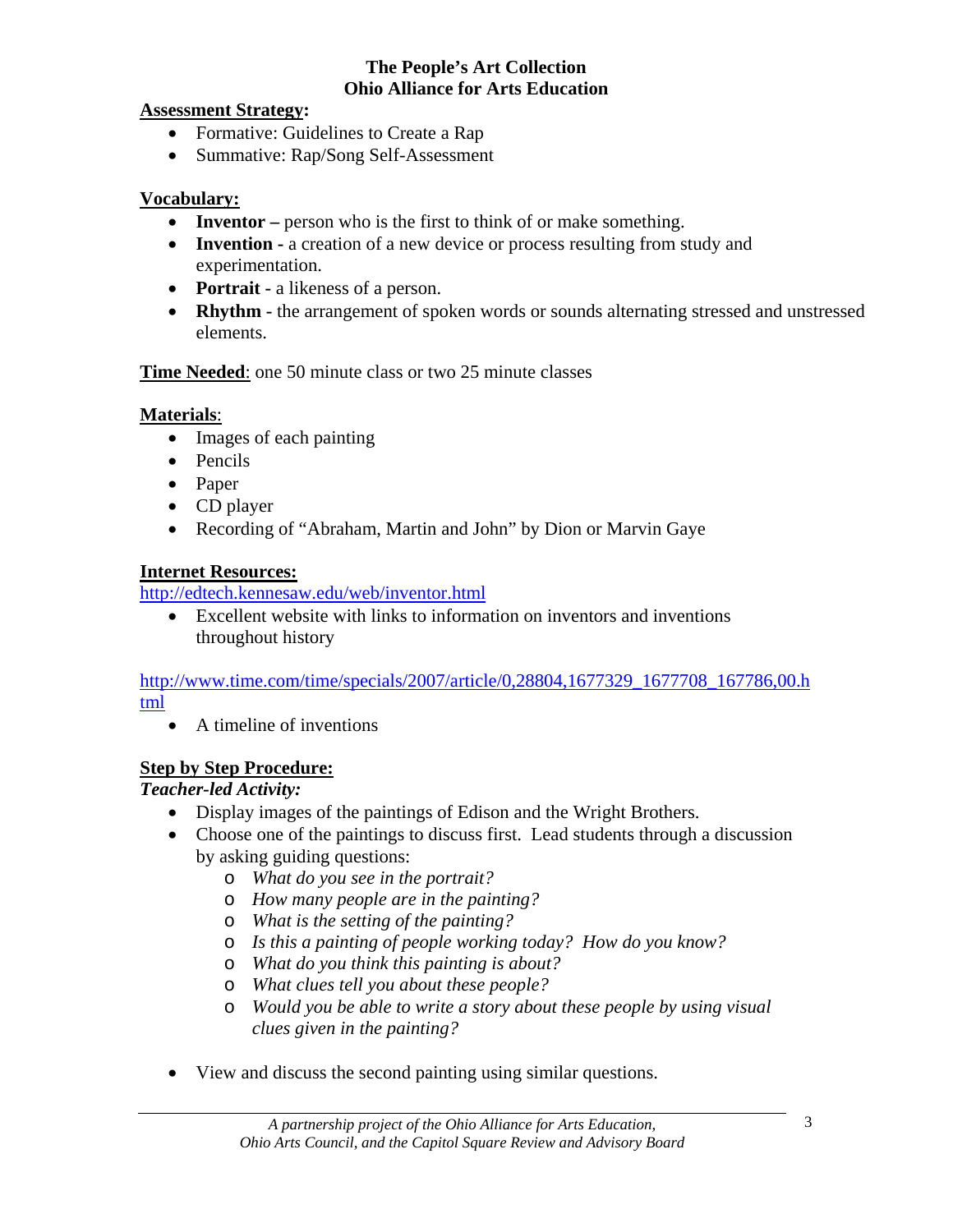**The People's Art Collection**
**Ohio Alliance for Arts Education**

**Assessment Strategy:**

- Formative: Guidelines to Create a Rap
- Summative: Rap/Song Self-Assessment

**Vocabulary:**

- **Inventor –** person who is the first to think of or make something.
- **Invention -** a creation of a new device or process resulting from study and experimentation.
- **Portrait -** a likeness of a person.
- **Rhythm -** the arrangement of spoken words or sounds alternating stressed and unstressed elements.

**Time Needed**: one 50 minute class or two 25 minute classes

**Materials**:

- Images of each painting
- Pencils
- Paper
- CD player
- Recording of "Abraham, Martin and John" by Dion or Marvin Gaye

**Internet Resources:**

http://edtech.kennesaw.edu/web/inventor.html

- Excellent website with links to information on inventors and inventions throughout history

http://www.time.com/time/specials/2007/article/0,28804,1677329_1677708_167786,00.html

- A timeline of inventions

**Step by Step Procedure:**

***Teacher-led Activity:***

- Display images of the paintings of Edison and the Wright Brothers.
- Choose one of the paintings to discuss first. Lead students through a discussion by asking guiding questions:
  - *What do you see in the portrait?*
  - *How many people are in the painting?*
  - *What is the setting of the painting?*
  - *Is this a painting of people working today? How do you know?*
  - *What do you think this painting is about?*
  - *What clues tell you about these people?*
  - *Would you be able to write a story about these people by using visual clues given in the painting?*
- View and discuss the second painting using similar questions.

*A partnership project of the Ohio Alliance for Arts Education, Ohio Arts Council, and the Capitol Square Review and Advisory Board*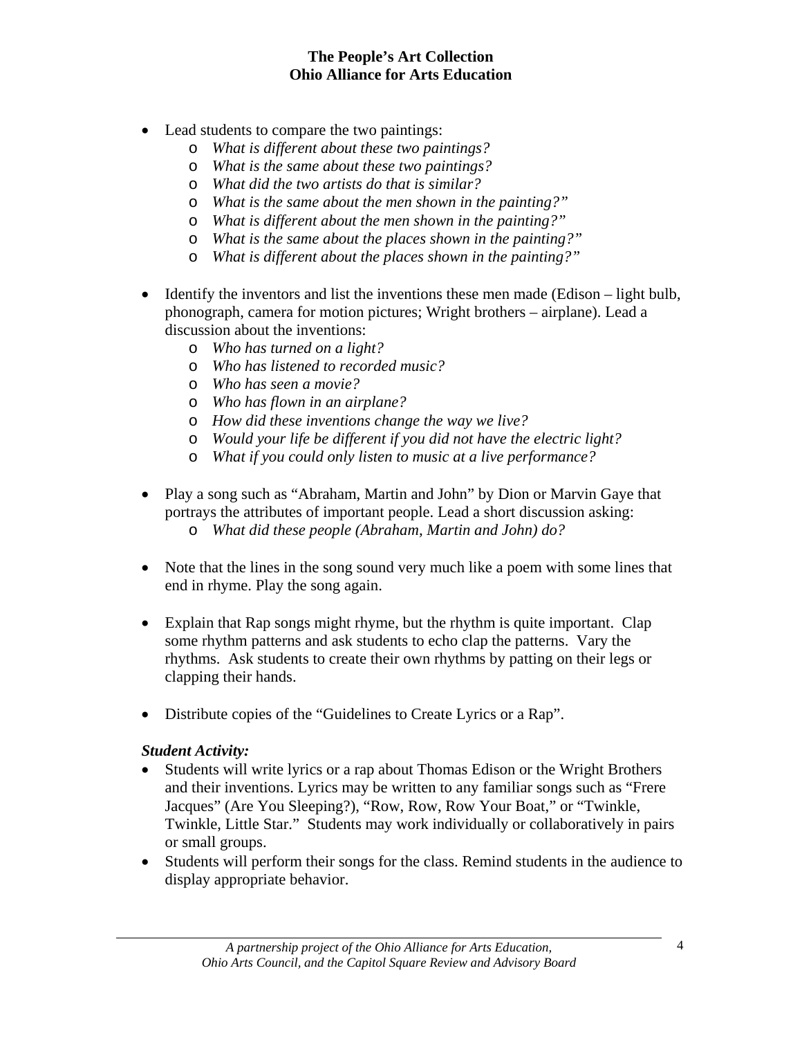- Lead students to compare the two paintings:
  - *What is different about these two paintings?*
  - *What is the same about these two paintings?*
  - *What did the two artists do that is similar?*
  - *What is the same about the men shown in the painting?"*
  - *What is different about the men shown in the painting?"*
  - *What is the same about the places shown in the painting?"*
  - *What is different about the places shown in the painting?"*

- Identify the inventors and list the inventions these men made (Edison – light bulb, phonograph, camera for motion pictures; Wright brothers – airplane). Lead a discussion about the inventions:
  - *Who has turned on a light?*
  - *Who has listened to recorded music?*
  - *Who has seen a movie?*
  - *Who has flown in an airplane?*
  - *How did these inventions change the way we live?*
  - *Would your life be different if you did not have the electric light?*
  - *What if you could only listen to music at a live performance?*

- Play a song such as "Abraham, Martin and John" by Dion or Marvin Gaye that portrays the attributes of important people. Lead a short discussion asking:
  - *What did these people (Abraham, Martin and John) do?*

- Note that the lines in the song sound very much like a poem with some lines that end in rhyme. Play the song again.

- Explain that Rap songs might rhyme, but the rhythm is quite important. Clap some rhythm patterns and ask students to echo clap the patterns. Vary the rhythms. Ask students to create their own rhythms by patting on their legs or clapping their hands.

- Distribute copies of the "Guidelines to Create Lyrics or a Rap".

***Student Activity:***

- Students will write lyrics or a rap about Thomas Edison or the Wright Brothers and their inventions. Lyrics may be written to any familiar songs such as "Frere Jacques" (Are You Sleeping?), "Row, Row, Row Your Boat," or "Twinkle, Twinkle, Little Star." Students may work individually or collaboratively in pairs or small groups.
- Students will perform their songs for the class. Remind students in the audience to display appropriate behavior.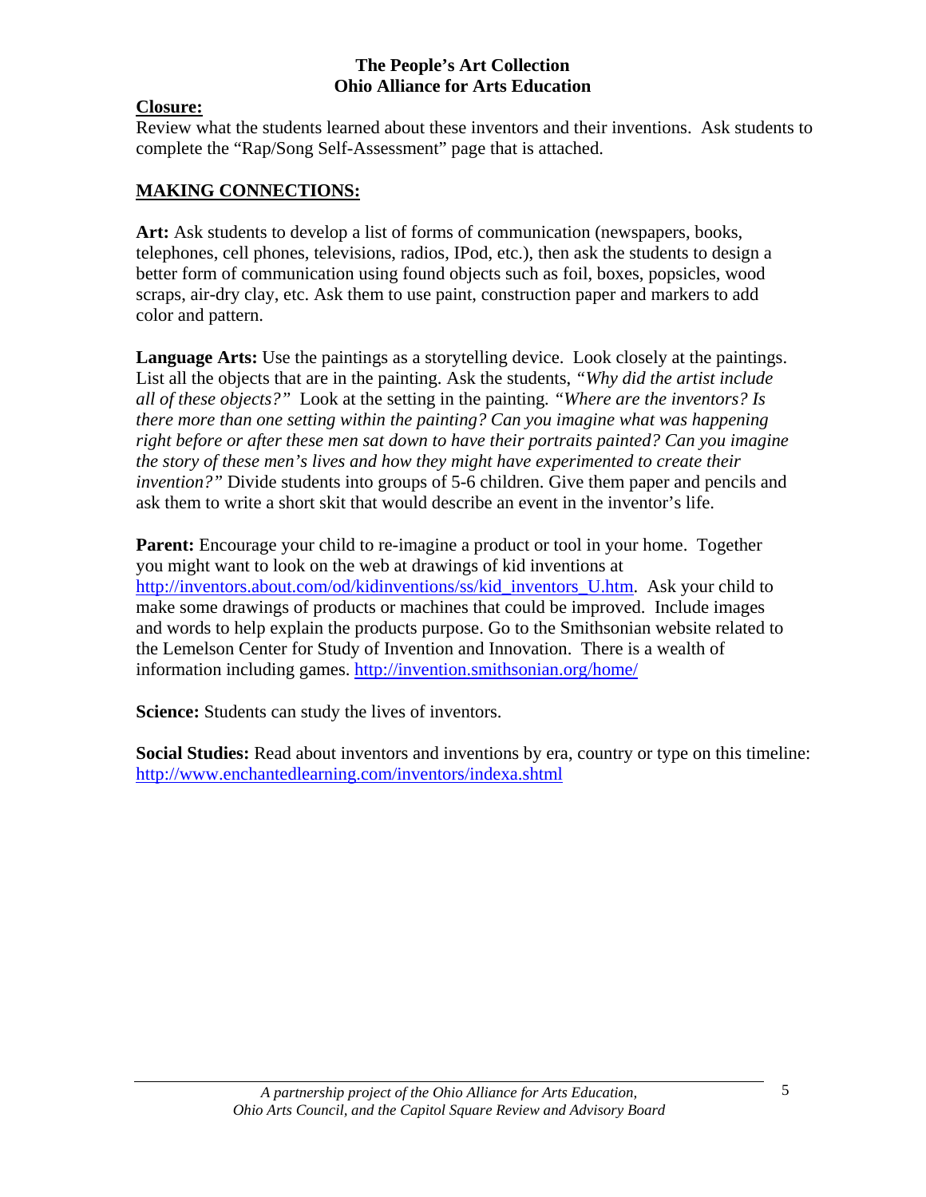**Closure:**

Review what the students learned about these inventors and their inventions. Ask students to complete the "Rap/Song Self-Assessment" page that is attached.

**MAKING CONNECTIONS:**

**Art:** Ask students to develop a list of forms of communication (newspapers, books, telephones, cell phones, televisions, radios, IPod, etc.), then ask the students to design a better form of communication using found objects such as foil, boxes, popsicles, wood scraps, air-dry clay, etc. Ask them to use paint, construction paper and markers to add color and pattern.

**Language Arts:** Use the paintings as a storytelling device. Look closely at the paintings. List all the objects that are in the painting. Ask the students, *"Why did the artist include all of these objects?"* Look at the setting in the painting. *"Where are the inventors? Is there more than one setting within the painting? Can you imagine what was happening right before or after these men sat down to have their portraits painted? Can you imagine the story of these men's lives and how they might have experimented to create their invention?"* Divide students into groups of 5-6 children. Give them paper and pencils and ask them to write a short skit that would describe an event in the inventor's life.

**Parent:** Encourage your child to re-imagine a product or tool in your home. Together you might want to look on the web at drawings of kid inventions at http://inventors.about.com/od/kidinventions/ss/kid_inventors_U.htm. Ask your child to make some drawings of products or machines that could be improved. Include images and words to help explain the products purpose. Go to the Smithsonian website related to the Lemelson Center for Study of Invention and Innovation. There is a wealth of information including games. http://invention.smithsonian.org/home/

**Science:** Students can study the lives of inventors.

**Social Studies:** Read about inventors and inventions by era, country or type on this timeline: http://www.enchantedlearning.com/inventors/indexa.shtml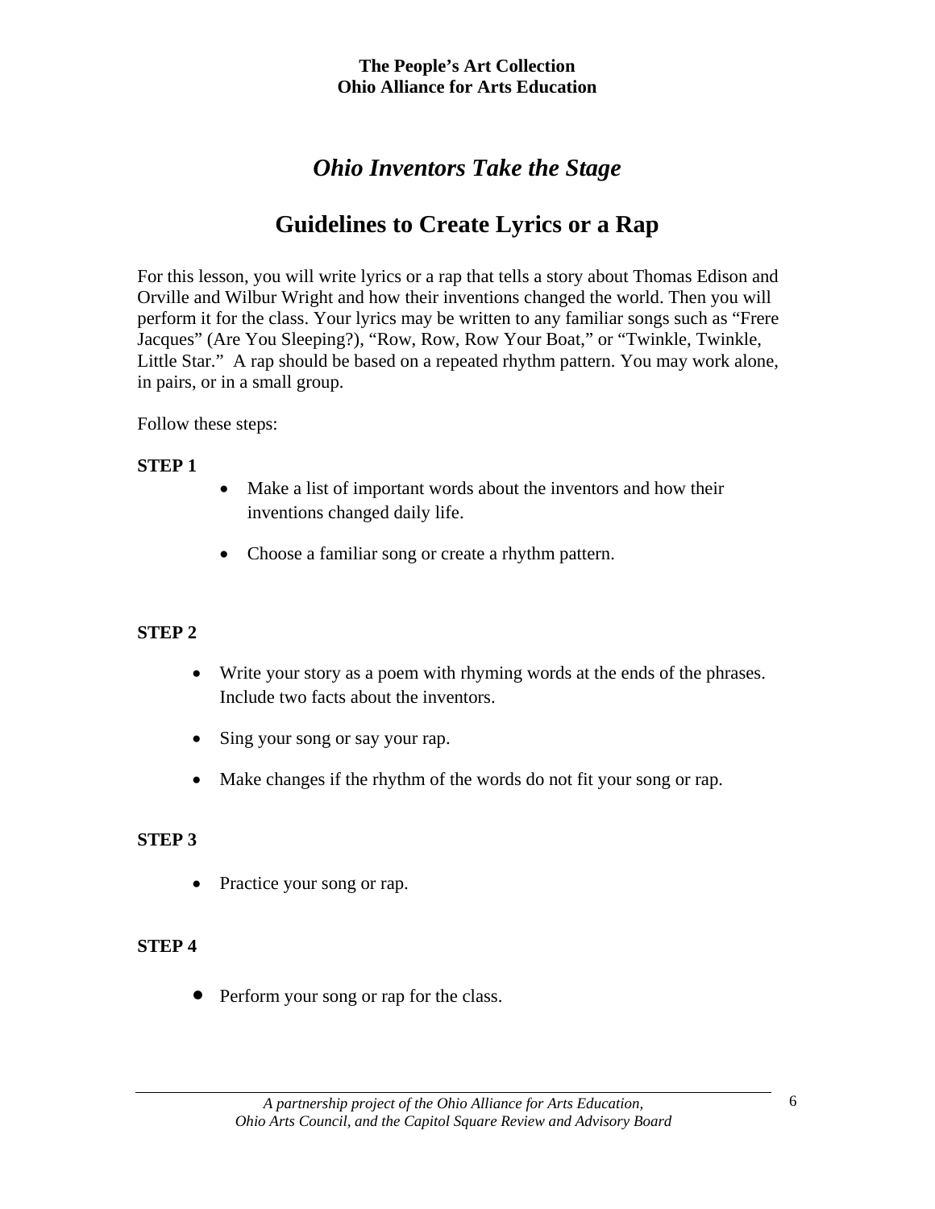# *Ohio Inventors Take the Stage*

## Guidelines to Create Lyrics or a Rap

For this lesson, you will write lyrics or a rap that tells a story about Thomas Edison and Orville and Wilbur Wright and how their inventions changed the world. Then you will perform it for the class. Your lyrics may be written to any familiar songs such as "Frere Jacques" (Are You Sleeping?), "Row, Row, Row Your Boat," or "Twinkle, Twinkle, Little Star." A rap should be based on a repeated rhythm pattern. You may work alone, in pairs, or in a small group.

Follow these steps:

**STEP 1**

- Make a list of important words about the inventors and how their inventions changed daily life.
- Choose a familiar song or create a rhythm pattern.

**STEP 2**

- Write your story as a poem with rhyming words at the ends of the phrases. Include two facts about the inventors.
- Sing your song or say your rap.
- Make changes if the rhythm of the words do not fit your song or rap.

**STEP 3**

- Practice your song or rap.

**STEP 4**

- Perform your song or rap for the class.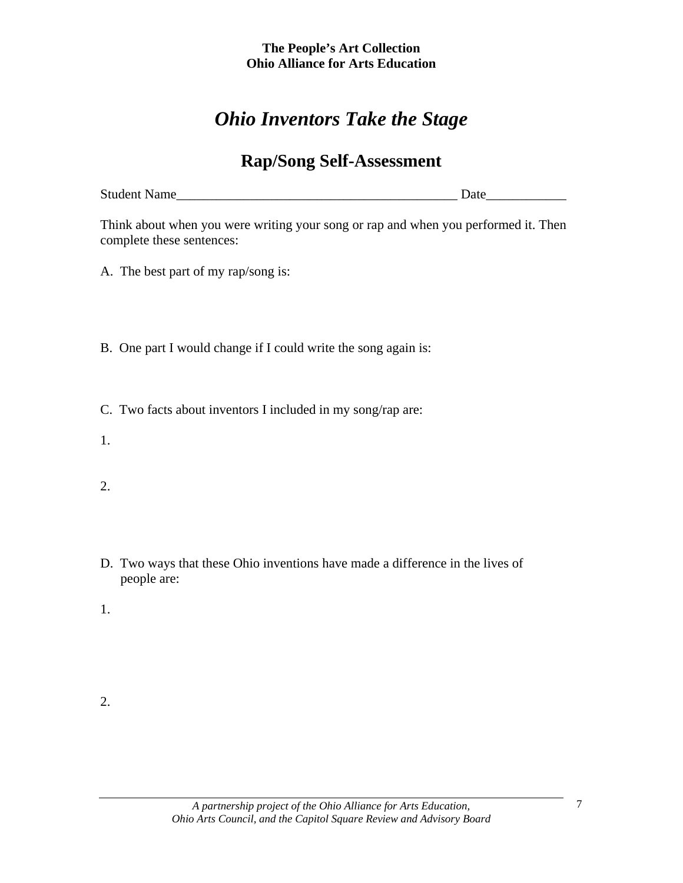**The People's Art Collection**
**Ohio Alliance for Arts Education**

# *Ohio Inventors Take the Stage*

## Rap/Song Self-Assessment

Student Name___________________________________________ Date____________

Think about when you were writing your song or rap and when you performed it. Then complete these sentences:

A. The best part of my rap/song is:

B. One part I would change if I could write the song again is:

C. Two facts about inventors I included in my song/rap are:

1.

2.

D. Two ways that these Ohio inventions have made a difference in the lives of people are:

1.

2.

*A partnership project of the Ohio Alliance for Arts Education, Ohio Arts Council, and the Capitol Square Review and Advisory Board*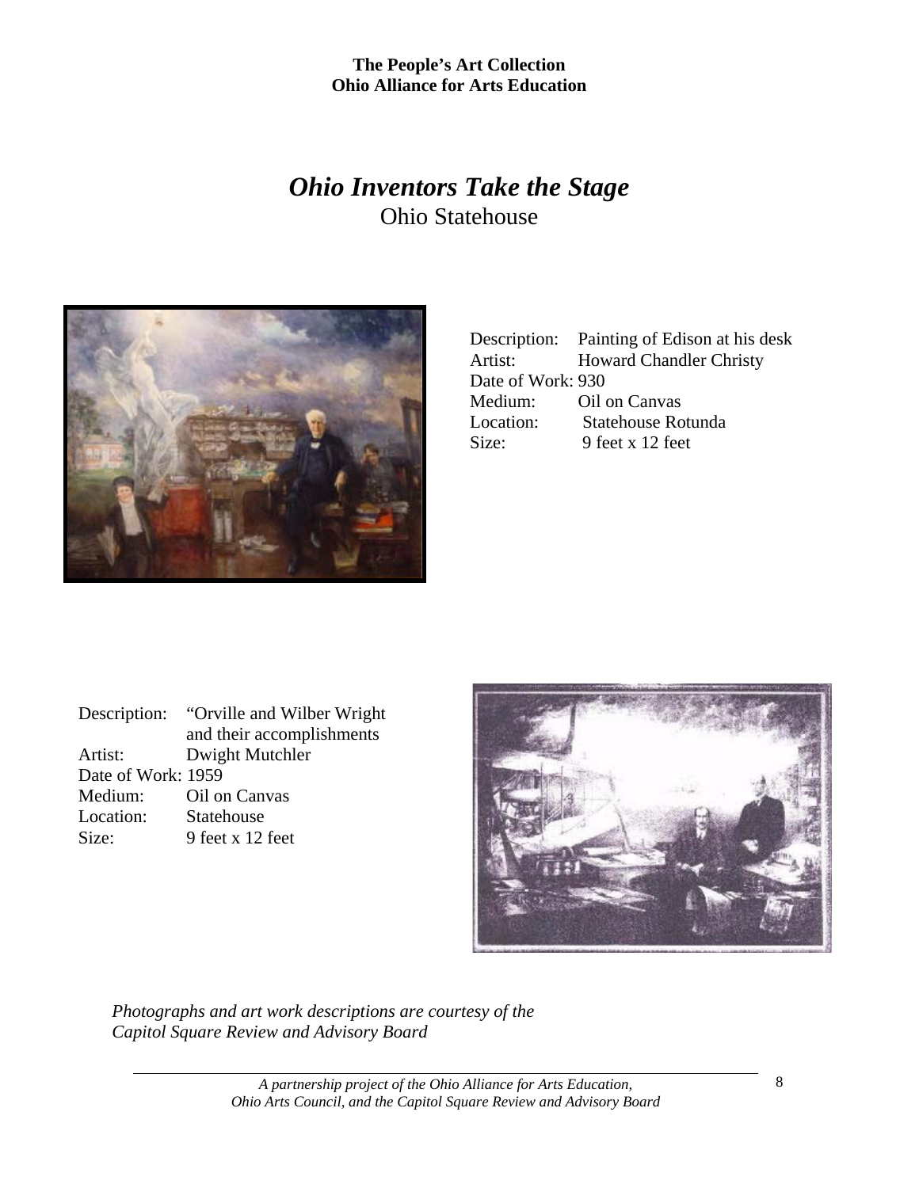# *Ohio Inventors Take the Stage*

Ohio Statehouse

| | |
|---|---|
| Description: | Painting of Edison at his desk |
| Artist: | Howard Chandler Christy |
| Date of Work: | 930 |
| Medium: | Oil on Canvas |
| Location: | Statehouse Rotunda |
| Size: | 9 feet x 12 feet |

| | |
|---|---|
| Description: | "Orville and Wilber Wright and their accomplishments |
| Artist: | Dwight Mutchler |
| Date of Work: | 1959 |
| Medium: | Oil on Canvas |
| Location: | Statehouse |
| Size: | 9 feet x 12 feet |

*Photographs and art work descriptions are courtesy of the Capitol Square Review and Advisory Board*